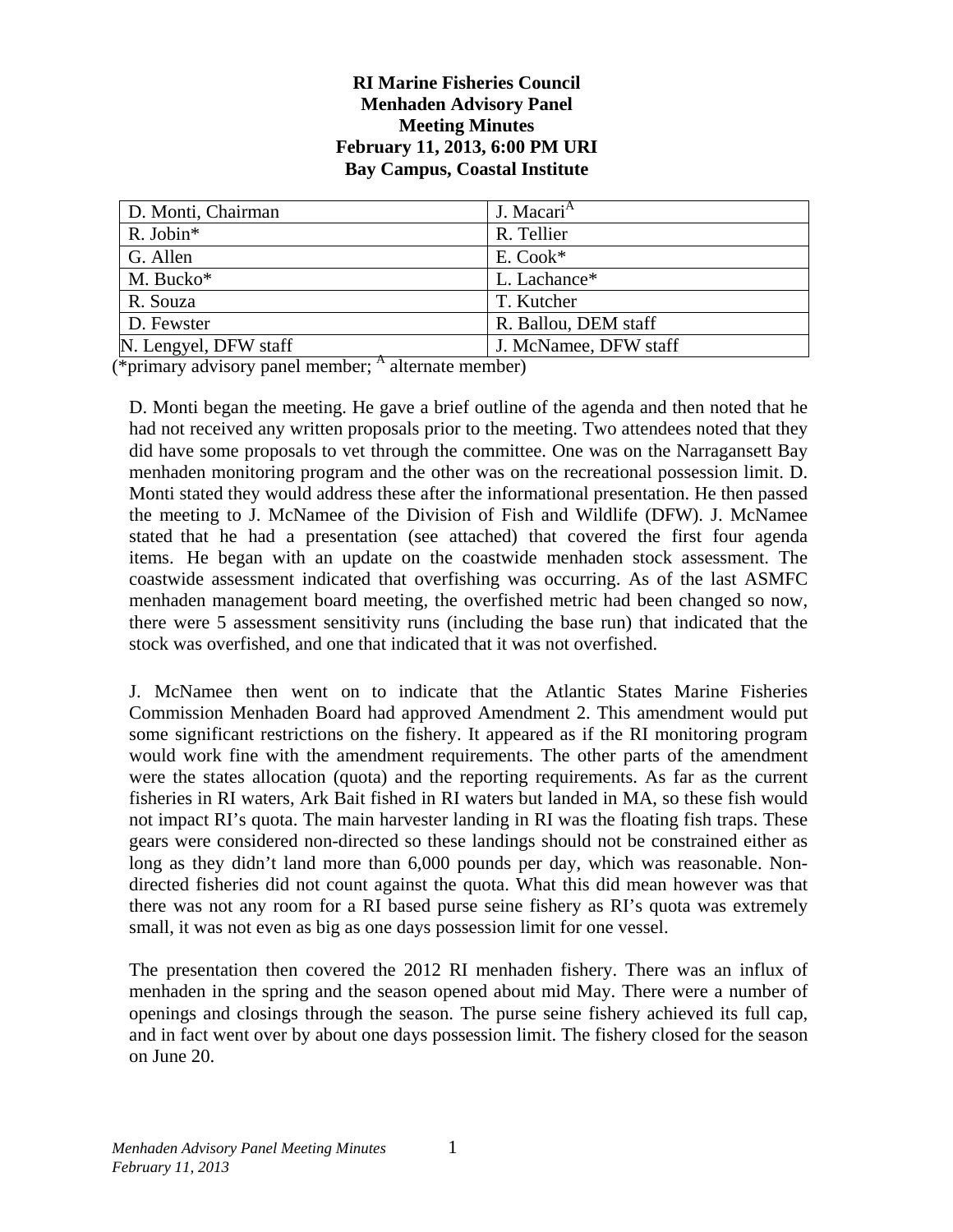**RI Marine Fisheries Council**
**Menhaden Advisory Panel**
**Meeting Minutes**
**February 11, 2013, 6:00 PM URI**
**Bay Campus, Coastal Institute**

| | |
|---|---|
| D. Monti, Chairman | J. Macari[A] |
| R. Jobin* | R. Tellier |
| G. Allen | E. Cook* |
| M. Bucko* | L. Lachance* |
| R. Souza | T. Kutcher |
| D. Fewster | R. Ballou, DEM staff |
| N. Lengyel, DFW staff | J. McNamee, DFW staff |

(*primary advisory panel member; [A] alternate member)

D. Monti began the meeting. He gave a brief outline of the agenda and then noted that he had not received any written proposals prior to the meeting. Two attendees noted that they did have some proposals to vet through the committee. One was on the Narragansett Bay menhaden monitoring program and the other was on the recreational possession limit. D. Monti stated they would address these after the informational presentation. He then passed the meeting to J. McNamee of the Division of Fish and Wildlife (DFW). J. McNamee stated that he had a presentation (see attached) that covered the first four agenda items. He began with an update on the coastwide menhaden stock assessment. The coastwide assessment indicated that overfishing was occurring. As of the last ASMFC menhaden management board meeting, the overfished metric had been changed so now, there were 5 assessment sensitivity runs (including the base run) that indicated that the stock was overfished, and one that indicated that it was not overfished.

J. McNamee then went on to indicate that the Atlantic States Marine Fisheries Commission Menhaden Board had approved Amendment 2. This amendment would put some significant restrictions on the fishery. It appeared as if the RI monitoring program would work fine with the amendment requirements. The other parts of the amendment were the states allocation (quota) and the reporting requirements. As far as the current fisheries in RI waters, Ark Bait fished in RI waters but landed in MA, so these fish would not impact RI's quota. The main harvester landing in RI was the floating fish traps. These gears were considered non-directed so these landings should not be constrained either as long as they didn't land more than 6,000 pounds per day, which was reasonable. Non-directed fisheries did not count against the quota. What this did mean however was that there was not any room for a RI based purse seine fishery as RI's quota was extremely small, it was not even as big as one days possession limit for one vessel.

The presentation then covered the 2012 RI menhaden fishery. There was an influx of menhaden in the spring and the season opened about mid May. There were a number of openings and closings through the season. The purse seine fishery achieved its full cap, and in fact went over by about one days possession limit. The fishery closed for the season on June 20.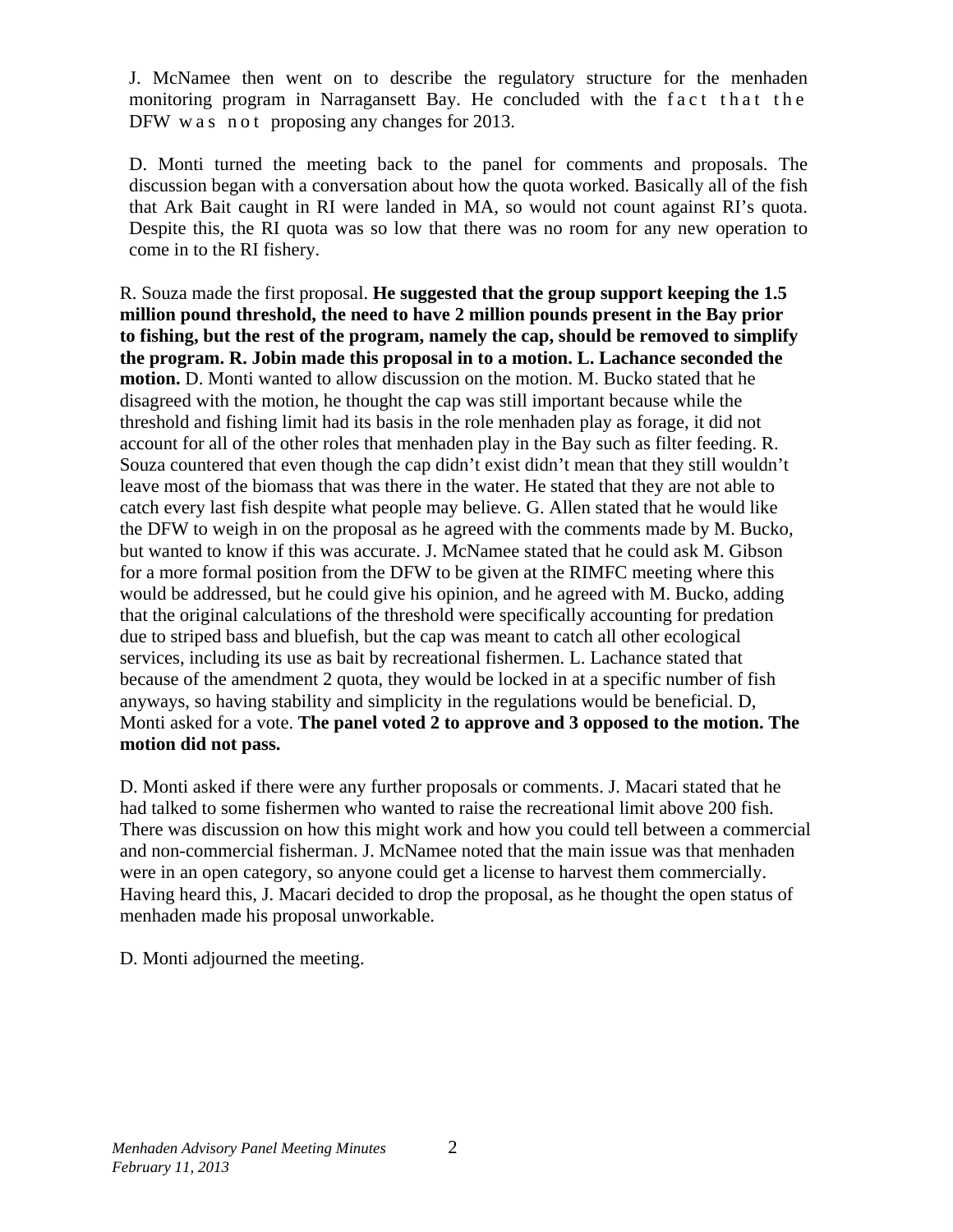J. McNamee then went on to describe the regulatory structure for the menhaden monitoring program in Narragansett Bay. He concluded with the fact that the DFW was not proposing any changes for 2013.

D. Monti turned the meeting back to the panel for comments and proposals. The discussion began with a conversation about how the quota worked. Basically all of the fish that Ark Bait caught in RI were landed in MA, so would not count against RI's quota. Despite this, the RI quota was so low that there was no room for any new operation to come in to the RI fishery.

R. Souza made the first proposal. **He suggested that the group support keeping the 1.5 million pound threshold, the need to have 2 million pounds present in the Bay prior to fishing, but the rest of the program, namely the cap, should be removed to simplify the program. R. Jobin made this proposal in to a motion. L. Lachance seconded the motion.** D. Monti wanted to allow discussion on the motion. M. Bucko stated that he disagreed with the motion, he thought the cap was still important because while the threshold and fishing limit had its basis in the role menhaden play as forage, it did not account for all of the other roles that menhaden play in the Bay such as filter feeding. R. Souza countered that even though the cap didn't exist didn't mean that they still wouldn't leave most of the biomass that was there in the water. He stated that they are not able to catch every last fish despite what people may believe. G. Allen stated that he would like the DFW to weigh in on the proposal as he agreed with the comments made by M. Bucko, but wanted to know if this was accurate. J. McNamee stated that he could ask M. Gibson for a more formal position from the DFW to be given at the RIMFC meeting where this would be addressed, but he could give his opinion, and he agreed with M. Bucko, adding that the original calculations of the threshold were specifically accounting for predation due to striped bass and bluefish, but the cap was meant to catch all other ecological services, including its use as bait by recreational fishermen. L. Lachance stated that because of the amendment 2 quota, they would be locked in at a specific number of fish anyways, so having stability and simplicity in the regulations would be beneficial. D, Monti asked for a vote. **The panel voted 2 to approve and 3 opposed to the motion. The motion did not pass.**

D. Monti asked if there were any further proposals or comments. J. Macari stated that he had talked to some fishermen who wanted to raise the recreational limit above 200 fish. There was discussion on how this might work and how you could tell between a commercial and non-commercial fisherman. J. McNamee noted that the main issue was that menhaden were in an open category, so anyone could get a license to harvest them commercially. Having heard this, J. Macari decided to drop the proposal, as he thought the open status of menhaden made his proposal unworkable.

D. Monti adjourned the meeting.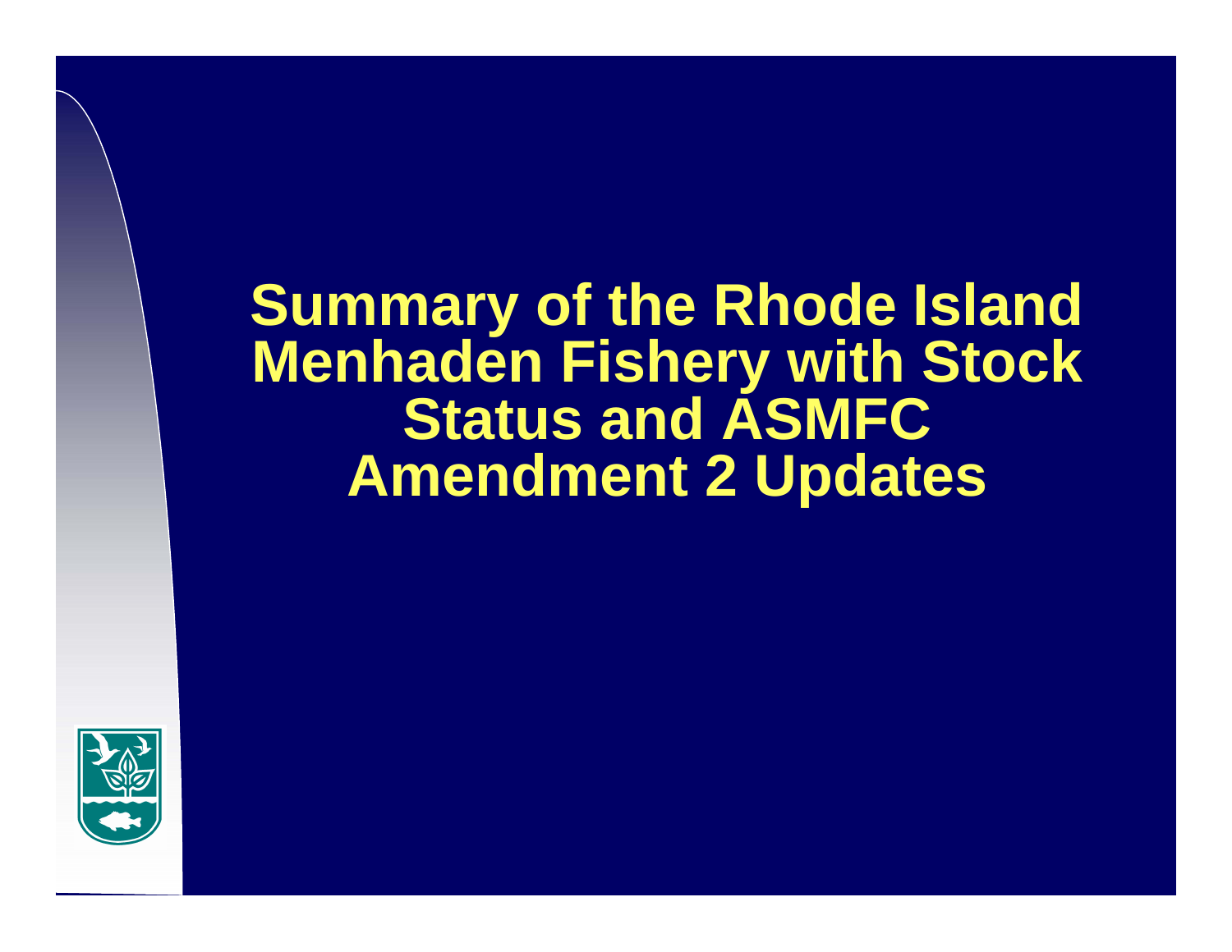# Summary of the Rhode Island Menhaden Fishery with Stock Status and ASMFC Amendment 2 Updates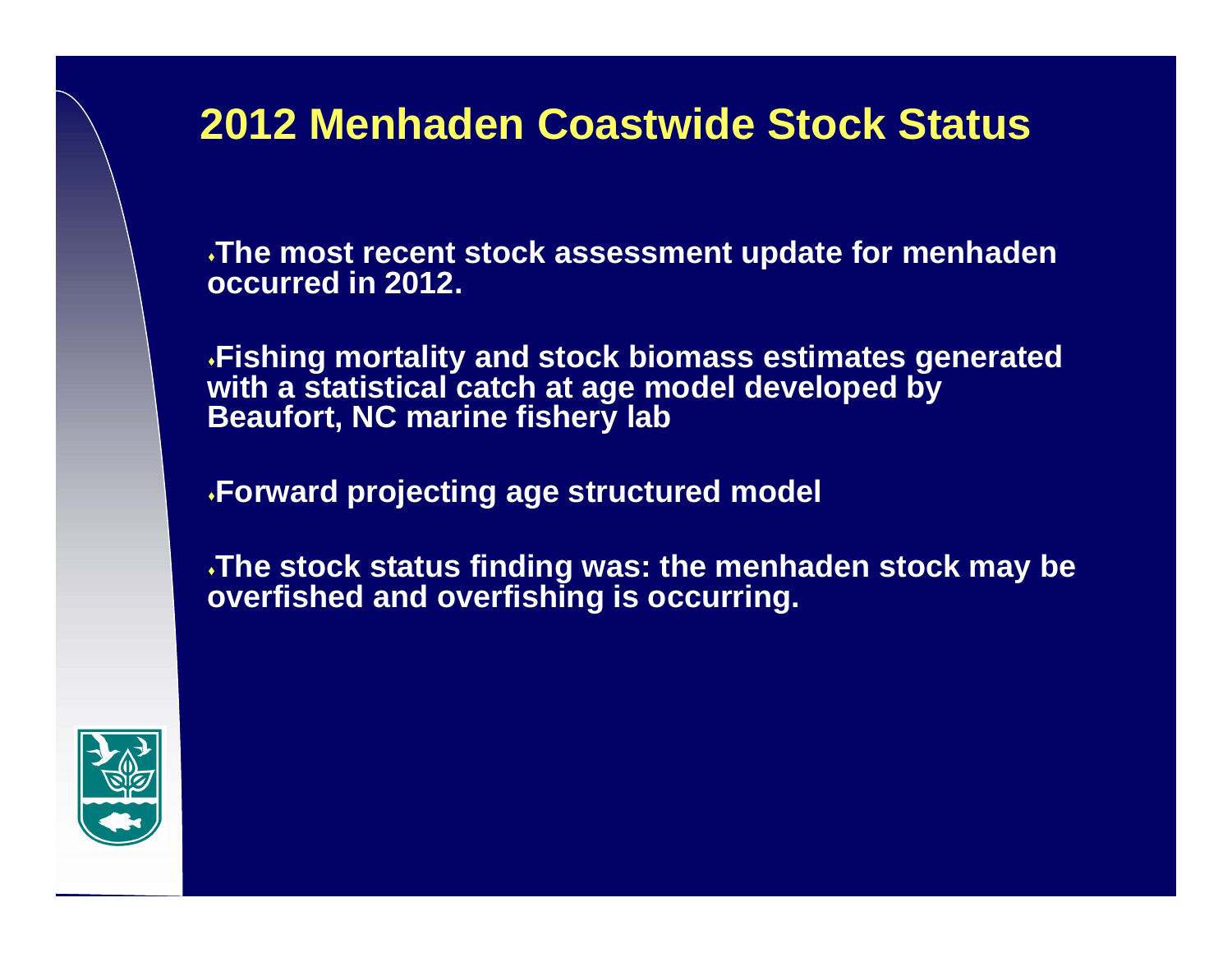# 2012 Menhaden Coastwide Stock Status

- The most recent stock assessment update for menhaden occurred in 2012.

- Fishing mortality and stock biomass estimates generated with a statistical catch at age model developed by Beaufort, NC marine fishery lab

- Forward projecting age structured model

- The stock status finding was: the menhaden stock may be overfished and overfishing is occurring.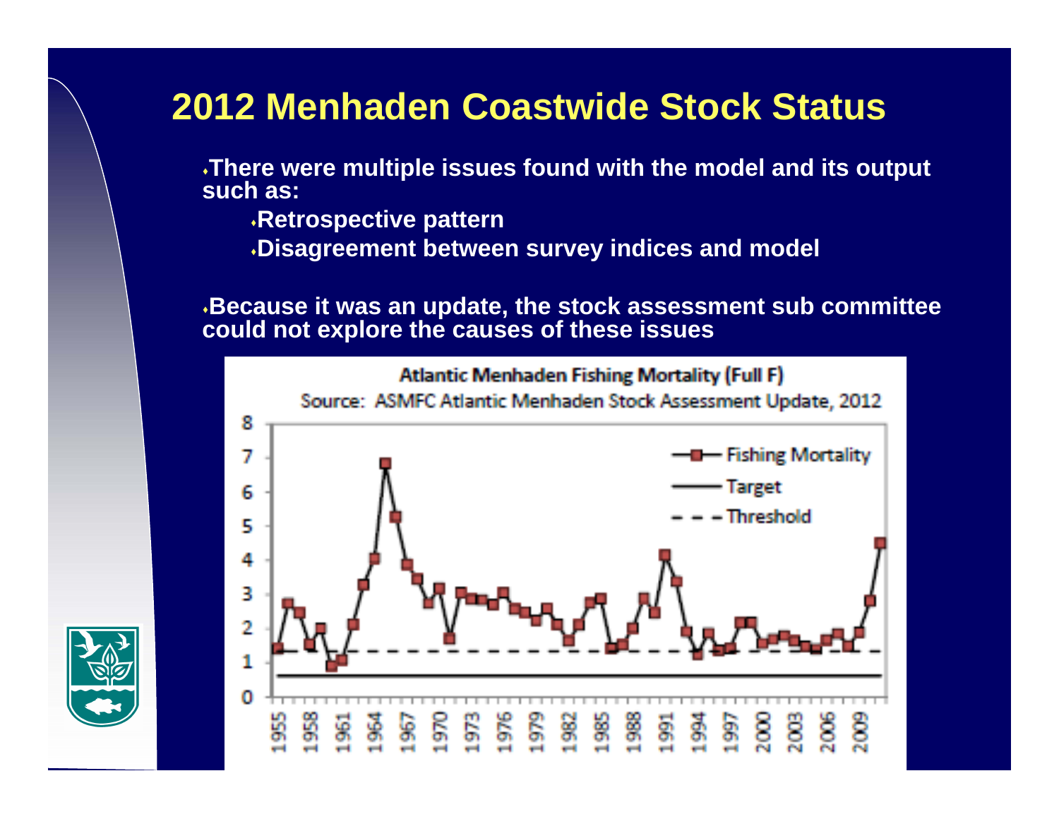# 2012 Menhaden Coastwide Stock Status

- There were multiple issues found with the model and its output such as:
  - Retrospective pattern
  - Disagreement between survey indices and model

- Because it was an update, the stock assessment sub committee could not explore the causes of these issues

Atlantic Menhaden Fishing Mortality (Full F)

Source: ASMFC Atlantic Menhaden Stock Assessment Update, 2012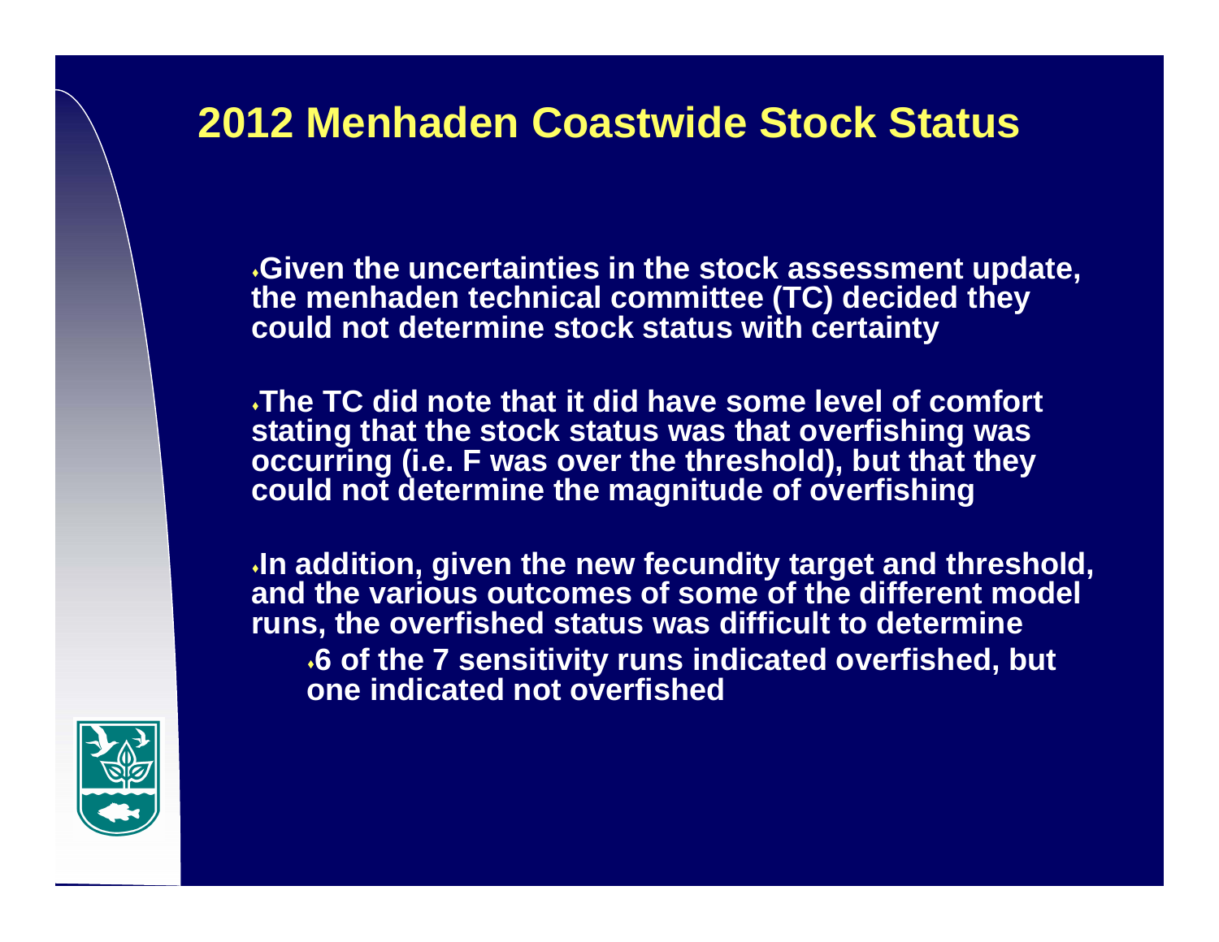# 2012 Menhaden Coastwide Stock Status

- Given the uncertainties in the stock assessment update, the menhaden technical committee (TC) decided they could not determine stock status with certainty

- The TC did note that it did have some level of comfort stating that the stock status was that overfishing was occurring (i.e. F was over the threshold), but that they could not determine the magnitude of overfishing

- In addition, given the new fecundity target and threshold, and the various outcomes of some of the different model runs, the overfished status was difficult to determine
  - 6 of the 7 sensitivity runs indicated overfished, but one indicated not overfished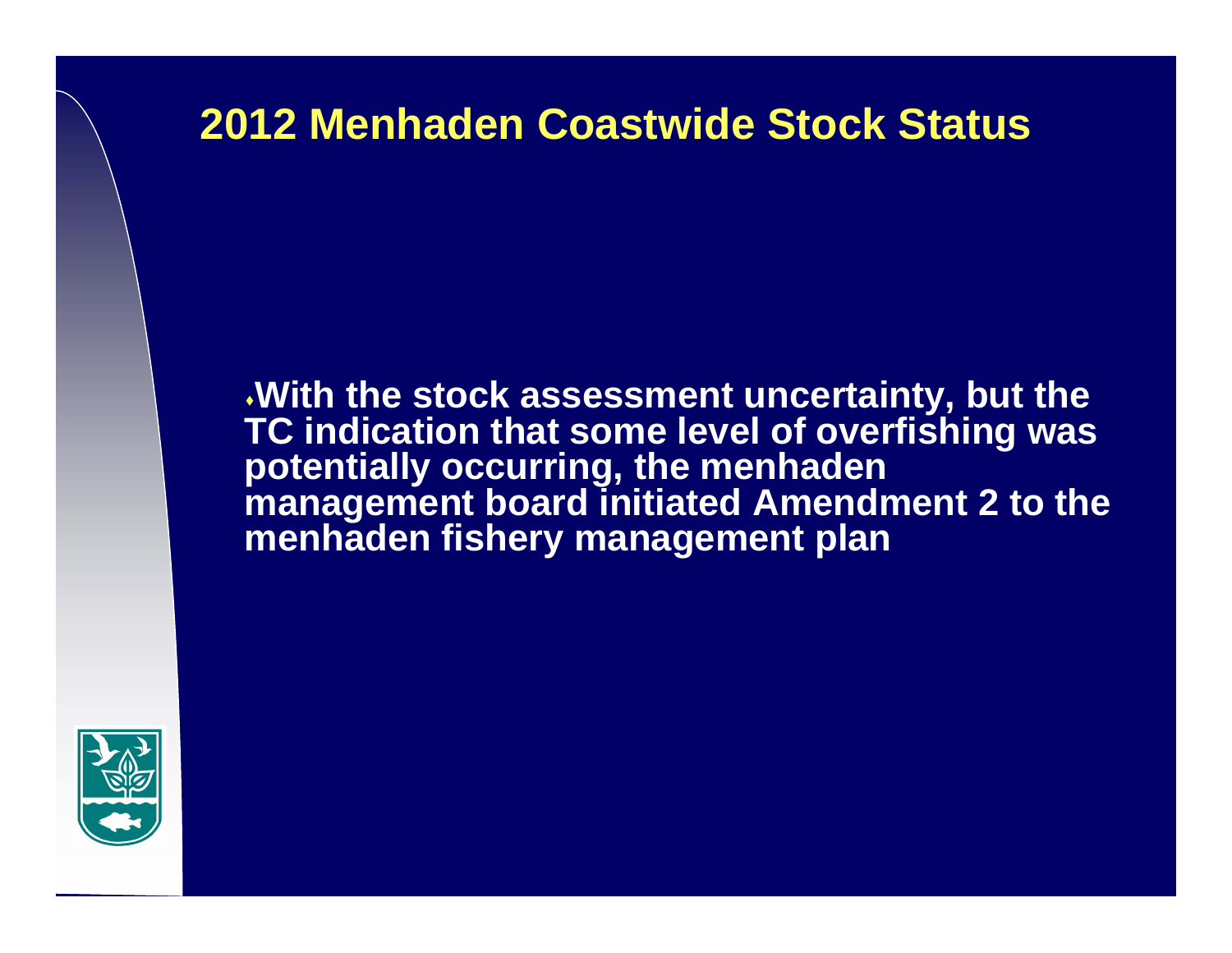# 2012 Menhaden Coastwide Stock Status

- **With the stock assessment uncertainty, but the TC indication that some level of overfishing was potentially occurring, the menhaden management board initiated Amendment 2 to the menhaden fishery management plan**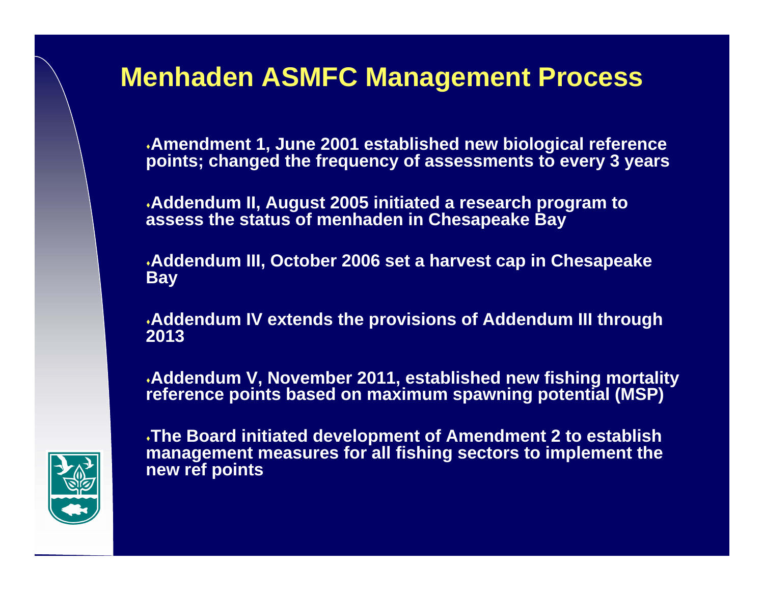# Menhaden ASMFC Management Process

- Amendment 1, June 2001 established new biological reference points; changed the frequency of assessments to every 3 years
- Addendum II, August 2005 initiated a research program to assess the status of menhaden in Chesapeake Bay
- Addendum III, October 2006 set a harvest cap in Chesapeake Bay
- Addendum IV extends the provisions of Addendum III through 2013
- Addendum V, November 2011, established new fishing mortality reference points based on maximum spawning potential (MSP)
- The Board initiated development of Amendment 2 to establish management measures for all fishing sectors to implement the new ref points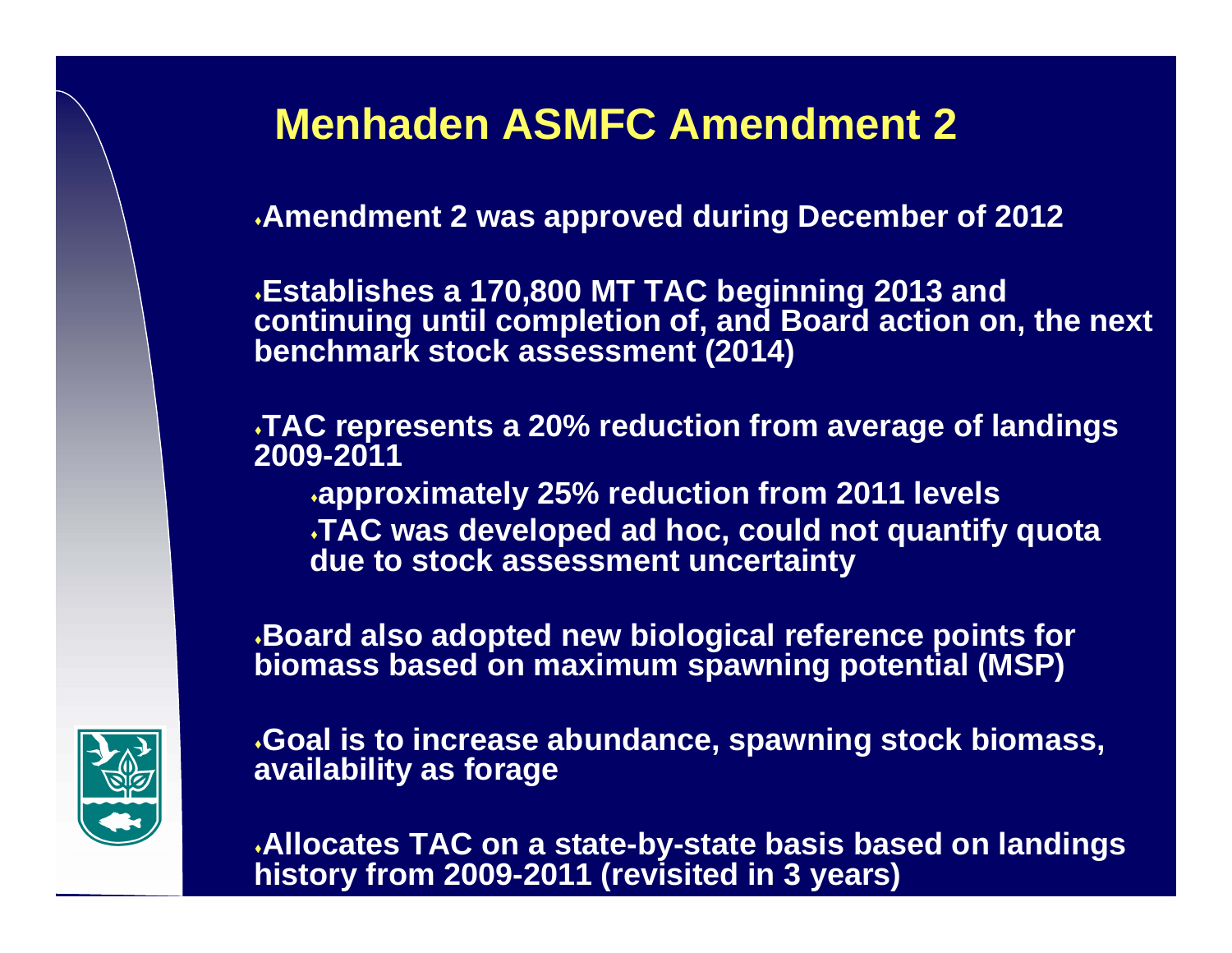# Menhaden ASMFC Amendment 2

- Amendment 2 was approved during December of 2012
- Establishes a 170,800 MT TAC beginning 2013 and continuing until completion of, and Board action on, the next benchmark stock assessment (2014)
- TAC represents a 20% reduction from average of landings 2009-2011
  - approximately 25% reduction from 2011 levels
  - TAC was developed ad hoc, could not quantify quota due to stock assessment uncertainty
- Board also adopted new biological reference points for biomass based on maximum spawning potential (MSP)
- Goal is to increase abundance, spawning stock biomass, availability as forage
- Allocates TAC on a state-by-state basis based on landings history from 2009-2011 (revisited in 3 years)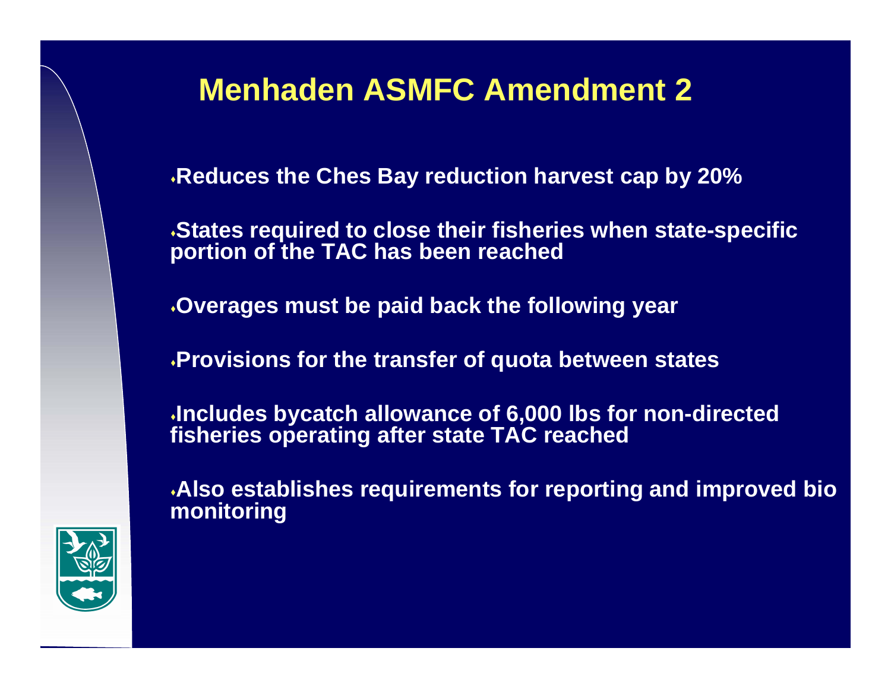# Menhaden ASMFC Amendment 2

- Reduces the Ches Bay reduction harvest cap by 20%
- States required to close their fisheries when state-specific portion of the TAC has been reached
- Overages must be paid back the following year
- Provisions for the transfer of quota between states
- Includes bycatch allowance of 6,000 lbs for non-directed fisheries operating after state TAC reached
- Also establishes requirements for reporting and improved bio monitoring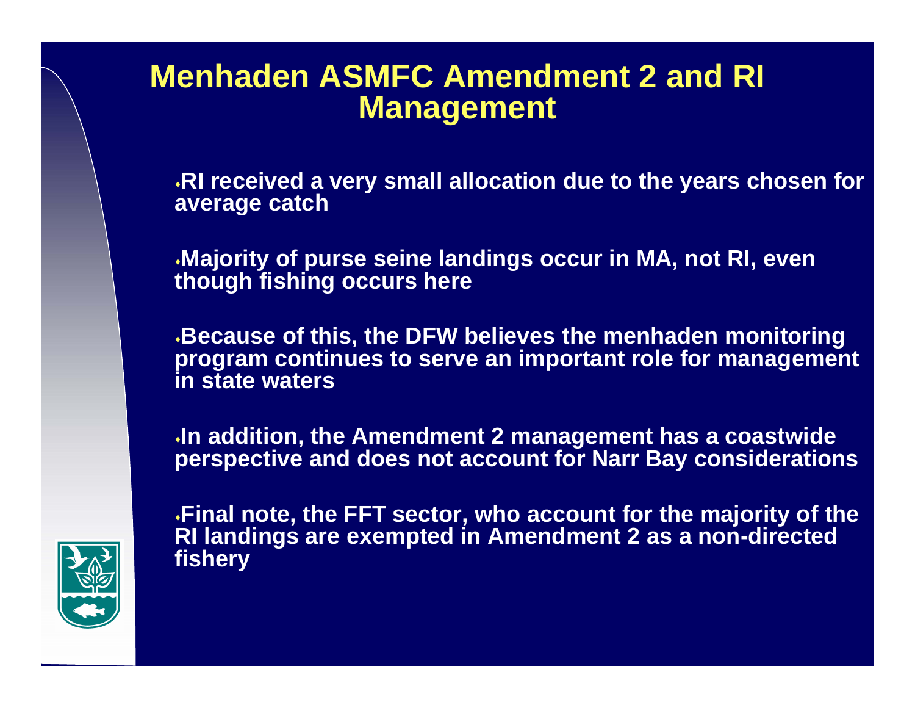# Menhaden ASMFC Amendment 2 and RI Management

- RI received a very small allocation due to the years chosen for average catch
- Majority of purse seine landings occur in MA, not RI, even though fishing occurs here
- Because of this, the DFW believes the menhaden monitoring program continues to serve an important role for management in state waters
- In addition, the Amendment 2 management has a coastwide perspective and does not account for Narr Bay considerations
- Final note, the FFT sector, who account for the majority of the RI landings are exempted in Amendment 2 as a non-directed fishery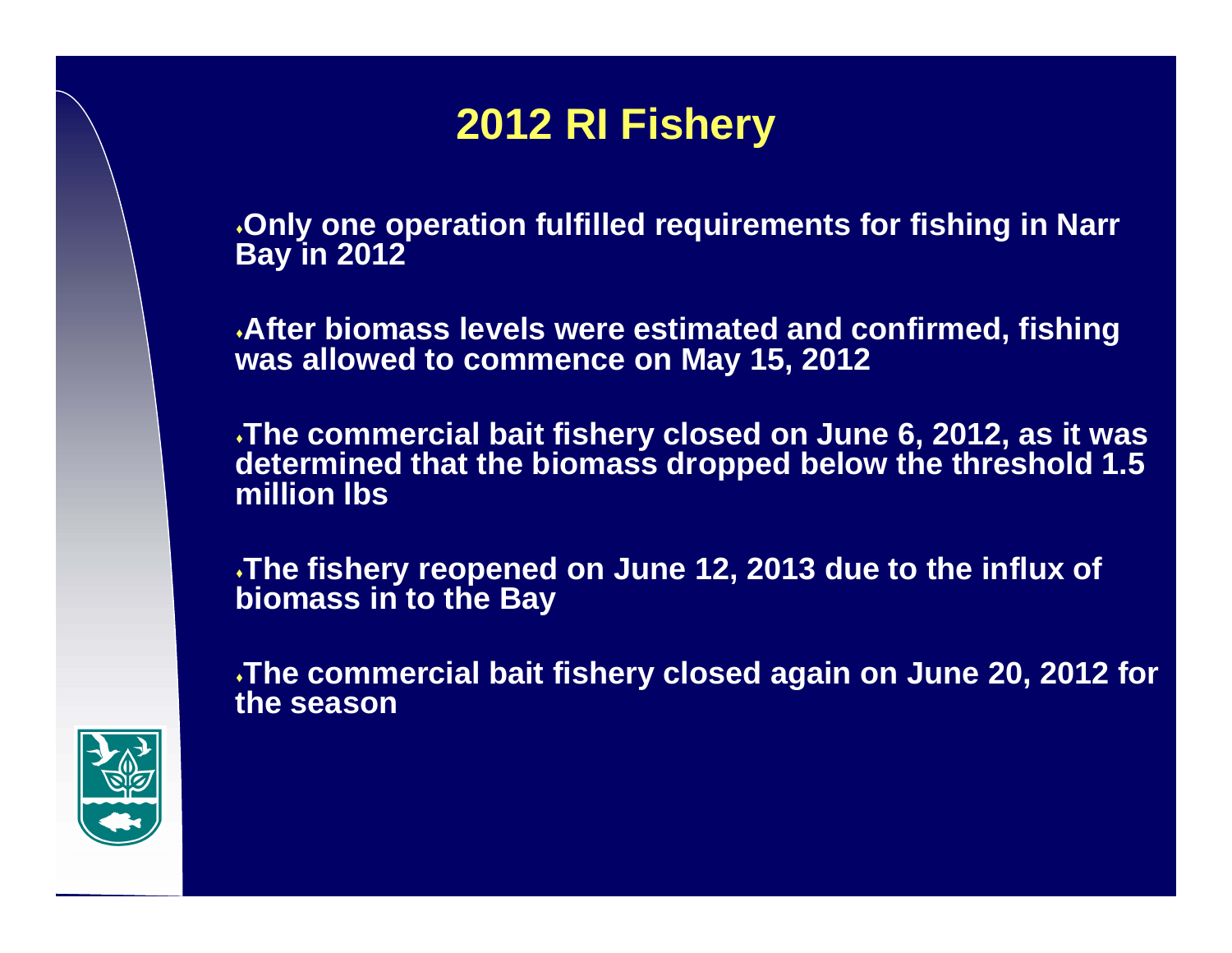# 2012 RI Fishery

- Only one operation fulfilled requirements for fishing in Narr Bay in 2012
- After biomass levels were estimated and confirmed, fishing was allowed to commence on May 15, 2012
- The commercial bait fishery closed on June 6, 2012, as it was determined that the biomass dropped below the threshold 1.5 million lbs
- The fishery reopened on June 12, 2013 due to the influx of biomass in to the Bay
- The commercial bait fishery closed again on June 20, 2012 for the season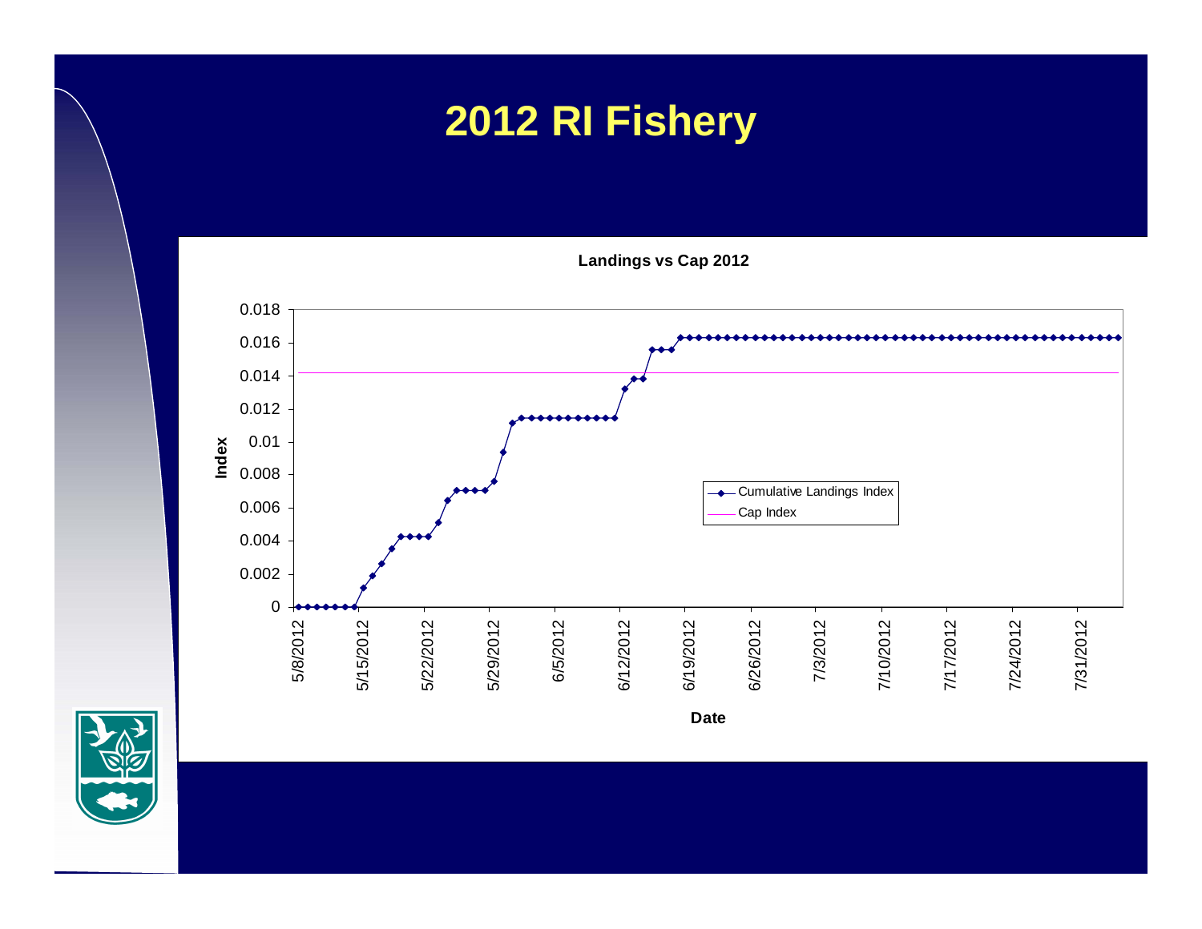# 2012 RI Fishery

**Landings vs Cap 2012**

Index

0.018
0.016
0.014
0.012
0.01
0.008
0.006
0.004
0.002
0

- Cumulative Landings Index
- Cap Index

5/8/2012 5/15/2012 5/22/2012 5/29/2012 6/5/2012 6/12/2012 6/19/2012 6/26/2012 7/3/2012 7/10/2012 7/17/2012 7/24/2012 7/31/2012

**Date**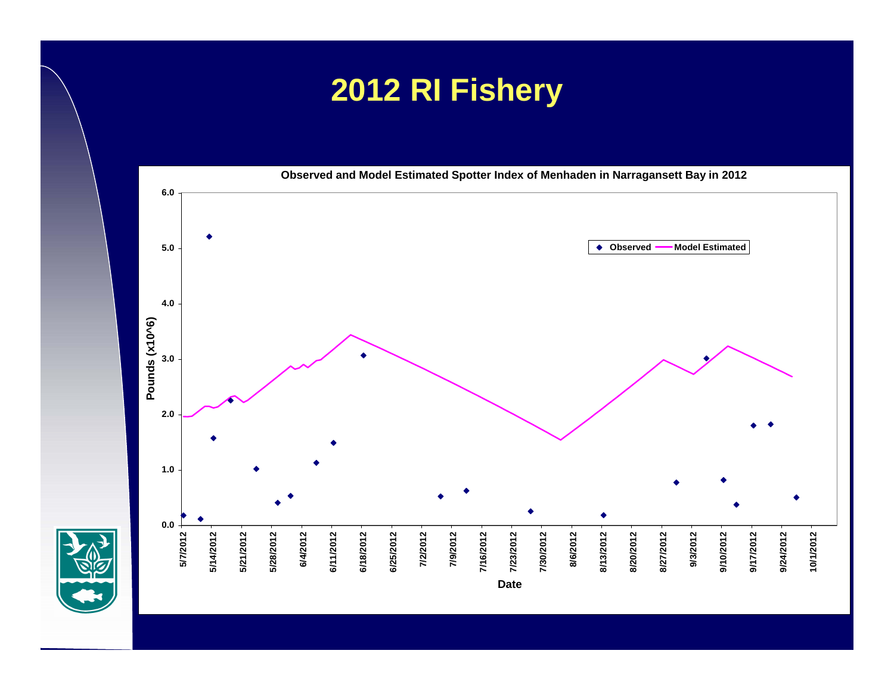# 2012 RI Fishery

**Observed and Model Estimated Spotter Index of Menhaden in Narragansett Bay in 2012**

Pounds (x10^6)

6.0
5.0
4.0
3.0
2.0
1.0
0.0

◆ Observed — Model Estimated

5/7/2012, 5/14/2012, 5/21/2012, 5/28/2012, 6/4/2012, 6/11/2012, 6/18/2012, 6/25/2012, 7/2/2012, 7/9/2012, 7/16/2012, 7/23/2012, 7/30/2012, 8/6/2012, 8/13/2012, 8/20/2012, 8/27/2012, 9/3/2012, 9/10/2012, 9/17/2012, 9/24/2012, 10/1/2012

Date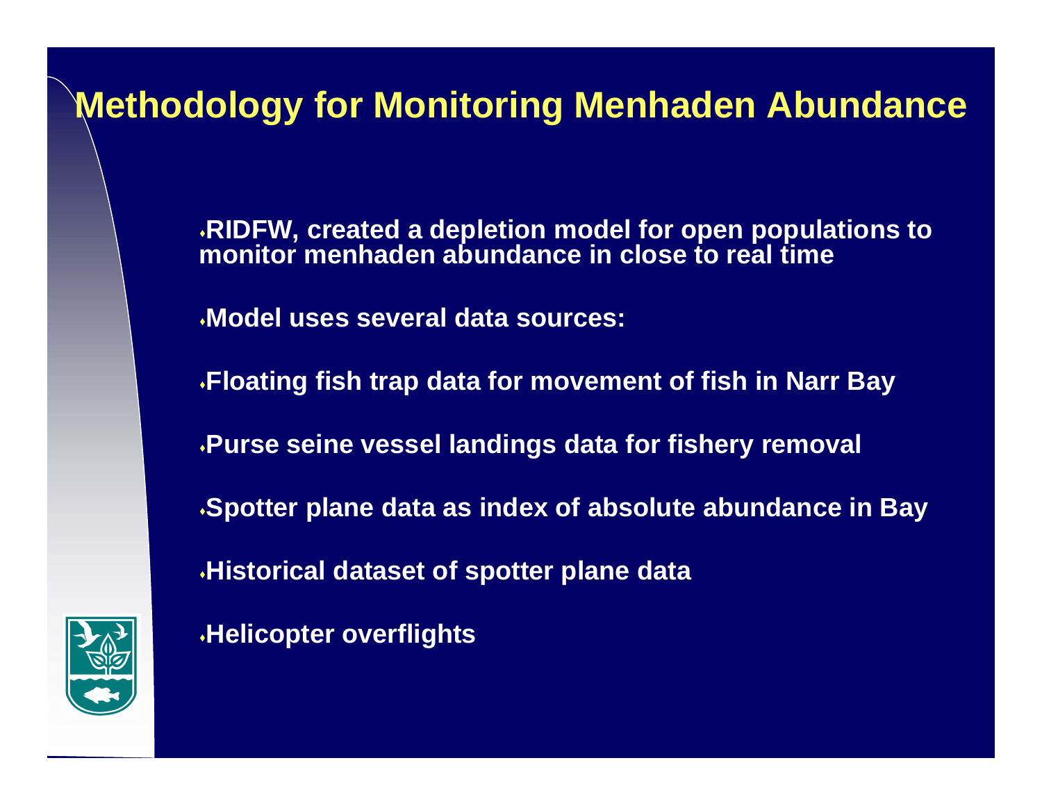# Methodology for Monitoring Menhaden Abundance

- RIDFW, created a depletion model for open populations to monitor menhaden abundance in close to real time
- Model uses several data sources:
- Floating fish trap data for movement of fish in Narr Bay
- Purse seine vessel landings data for fishery removal
- Spotter plane data as index of absolute abundance in Bay
- Historical dataset of spotter plane data
- Helicopter overflights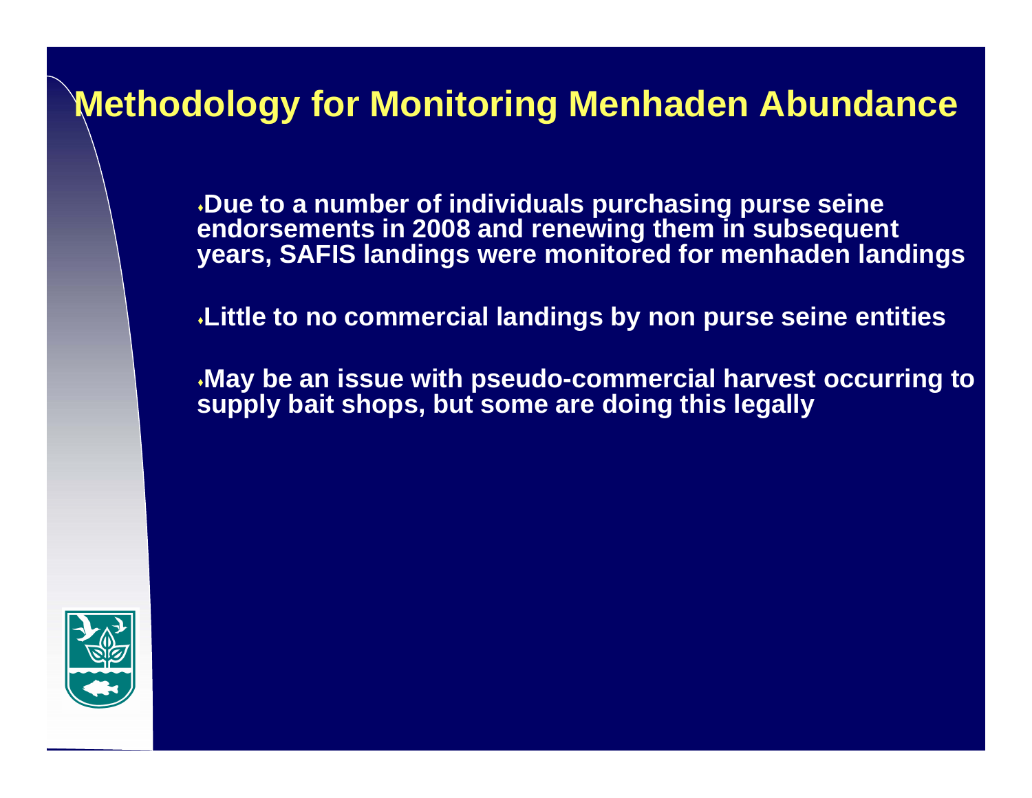# Methodology for Monitoring Menhaden Abundance

- Due to a number of individuals purchasing purse seine endorsements in 2008 and renewing them in subsequent years, SAFIS landings were monitored for menhaden landings
- Little to no commercial landings by non purse seine entities
- May be an issue with pseudo-commercial harvest occurring to supply bait shops, but some are doing this legally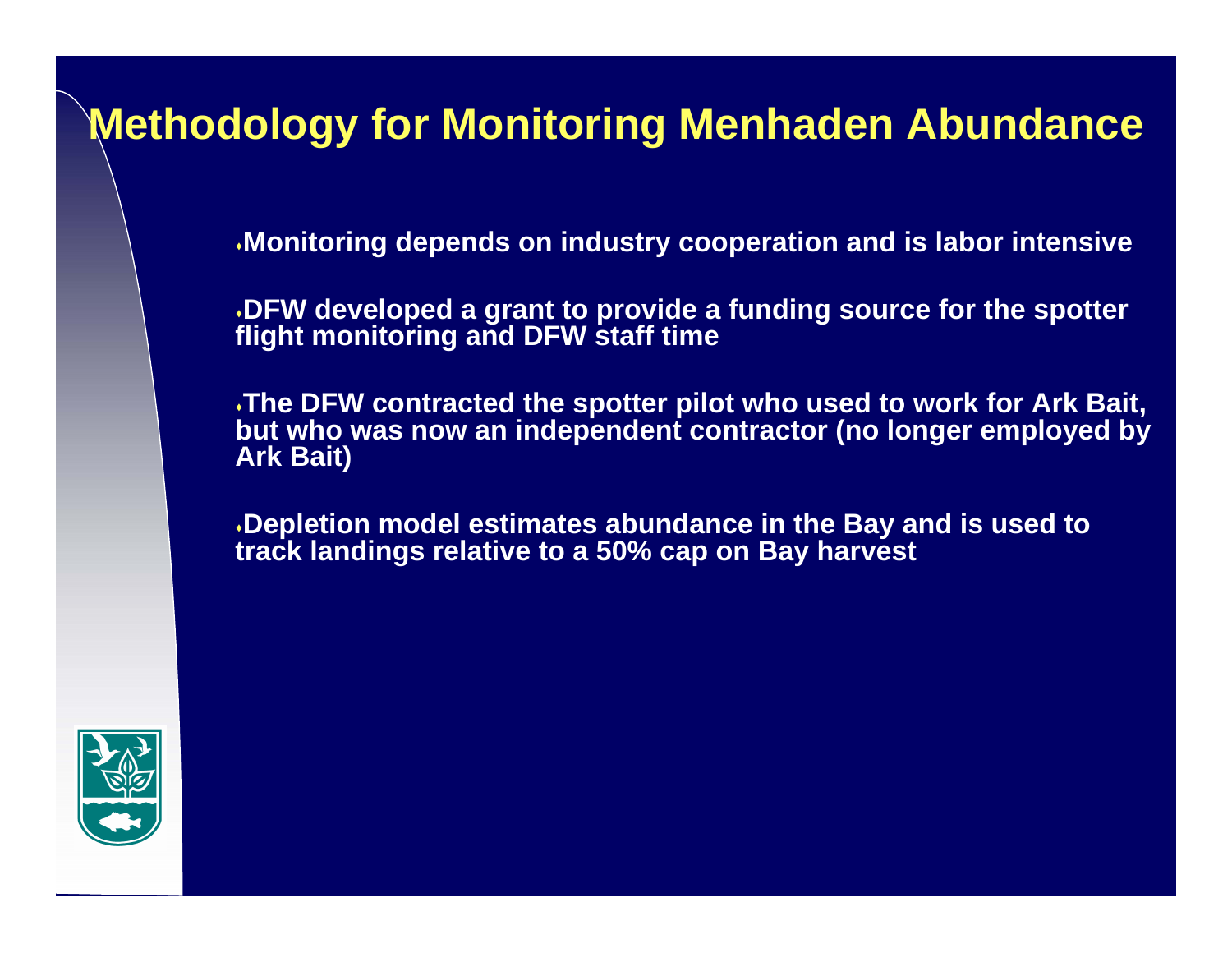# Methodology for Monitoring Menhaden Abundance

- **Monitoring depends on industry cooperation and is labor intensive**
- **DFW developed a grant to provide a funding source for the spotter flight monitoring and DFW staff time**
- **The DFW contracted the spotter pilot who used to work for Ark Bait, but who was now an independent contractor (no longer employed by Ark Bait)**
- **Depletion model estimates abundance in the Bay and is used to track landings relative to a 50% cap on Bay harvest**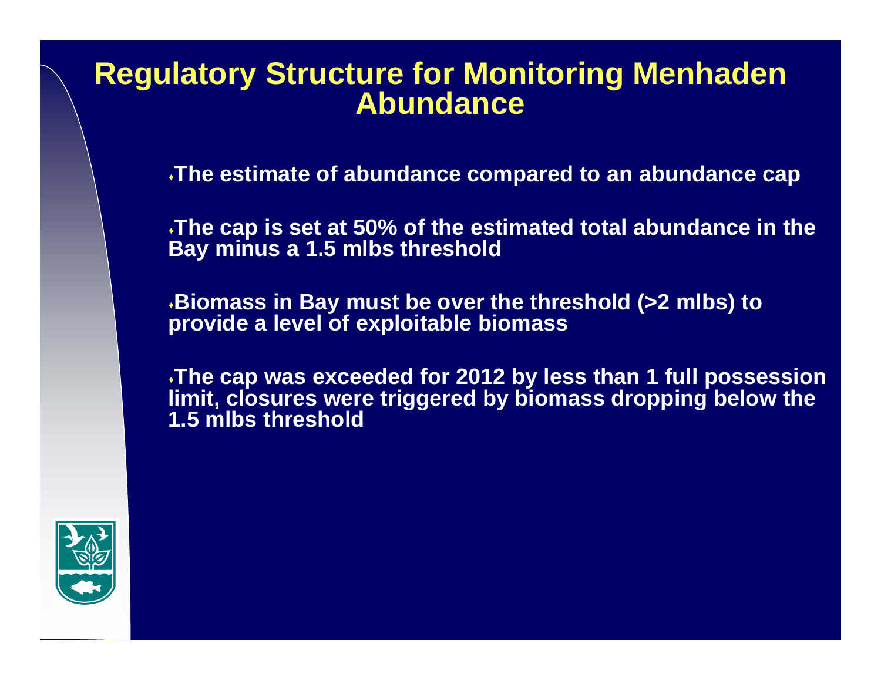# Regulatory Structure for Monitoring Menhaden Abundance

- The estimate of abundance compared to an abundance cap
- The cap is set at 50% of the estimated total abundance in the Bay minus a 1.5 mlbs threshold
- Biomass in Bay must be over the threshold (>2 mlbs) to provide a level of exploitable biomass
- The cap was exceeded for 2012 by less than 1 full possession limit, closures were triggered by biomass dropping below the 1.5 mlbs threshold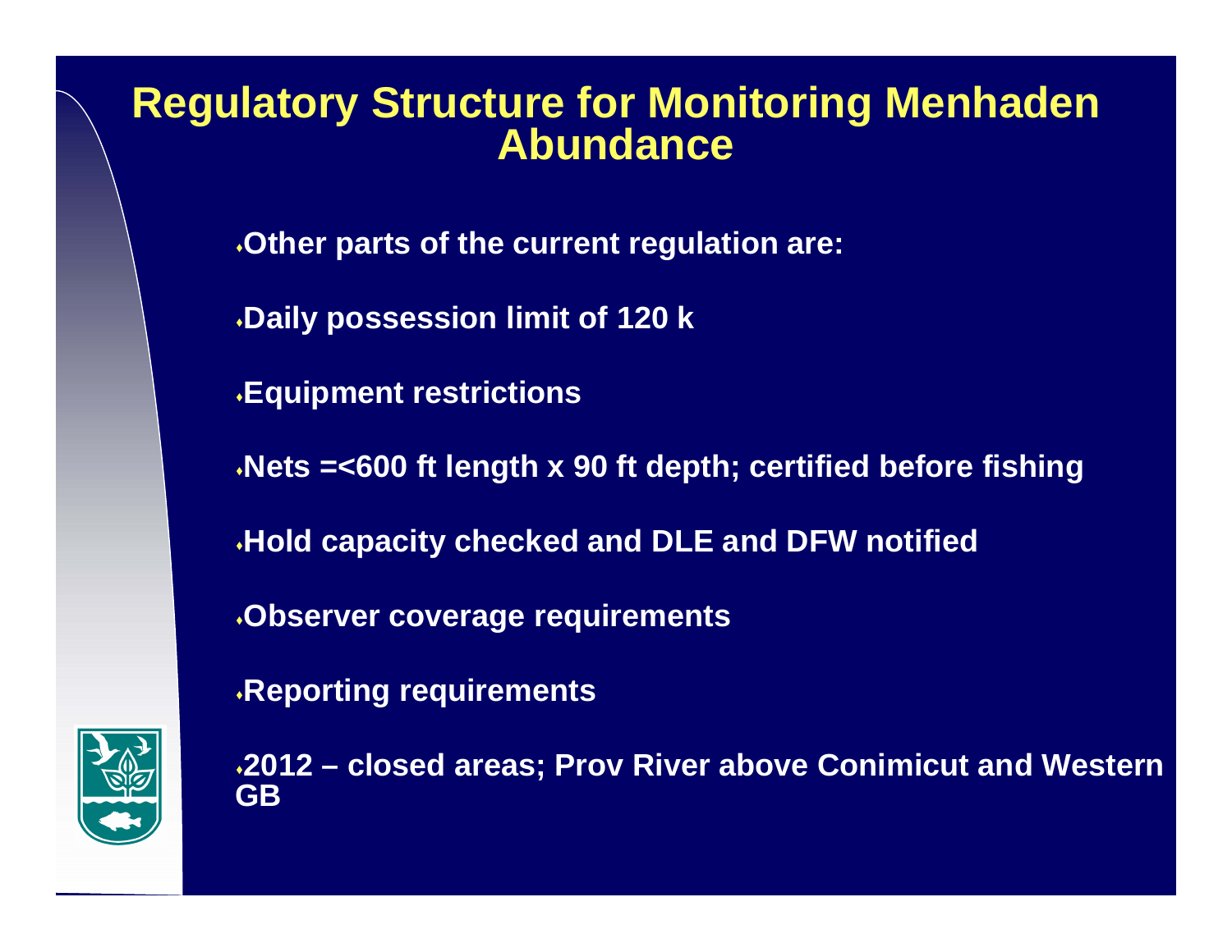# Regulatory Structure for Monitoring Menhaden Abundance

- **Other parts of the current regulation are:**
- **Daily possession limit of 120 k**
- **Equipment restrictions**
- **Nets =<600 ft length x 90 ft depth; certified before fishing**
- **Hold capacity checked and DLE and DFW notified**
- **Observer coverage requirements**
- **Reporting requirements**
- **2012 – closed areas; Prov River above Conimicut and Western GB**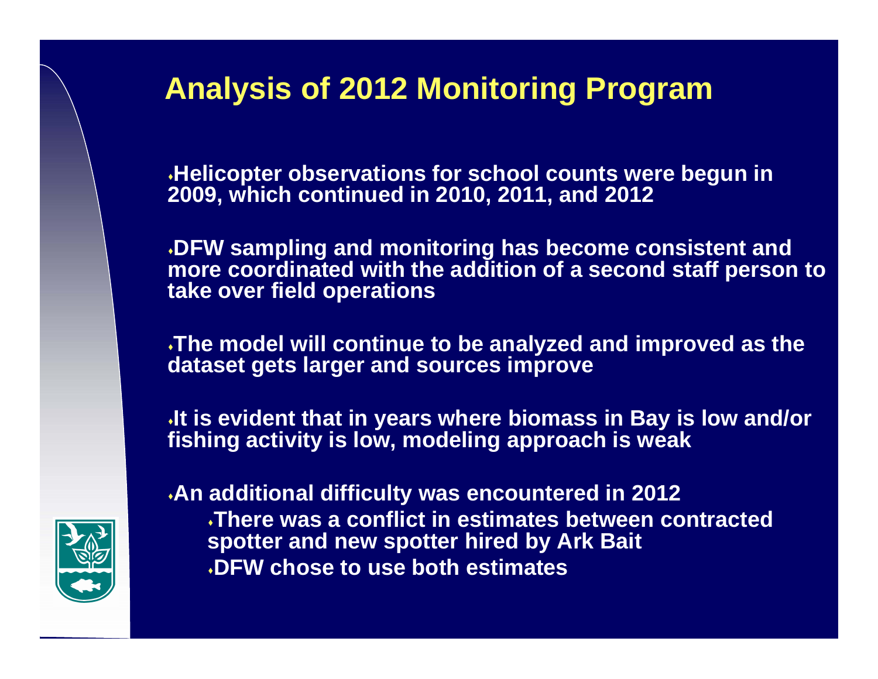# Analysis of 2012 Monitoring Program

- Helicopter observations for school counts were begun in 2009, which continued in 2010, 2011, and 2012
- DFW sampling and monitoring has become consistent and more coordinated with the addition of a second staff person to take over field operations
- The model will continue to be analyzed and improved as the dataset gets larger and sources improve
- It is evident that in years where biomass in Bay is low and/or fishing activity is low, modeling approach is weak
- An additional difficulty was encountered in 2012
  - There was a conflict in estimates between contracted spotter and new spotter hired by Ark Bait
  - DFW chose to use both estimates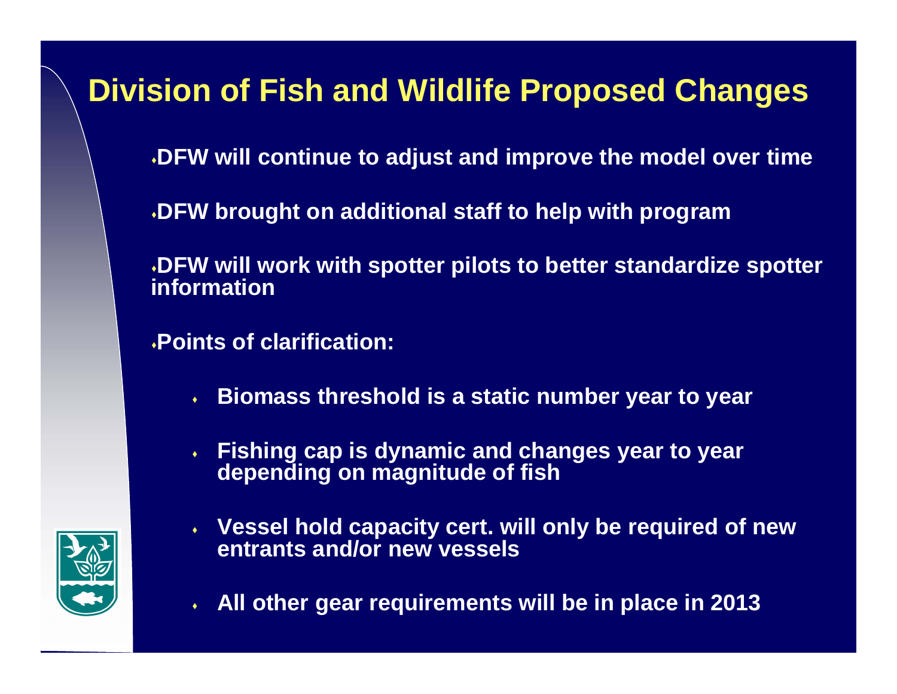# Division of Fish and Wildlife Proposed Changes

- DFW will continue to adjust and improve the model over time
- DFW brought on additional staff to help with program
- DFW will work with spotter pilots to better standardize spotter information
- Points of clarification:
  - Biomass threshold is a static number year to year
  - Fishing cap is dynamic and changes year to year depending on magnitude of fish
  - Vessel hold capacity cert. will only be required of new entrants and/or new vessels
  - All other gear requirements will be in place in 2013